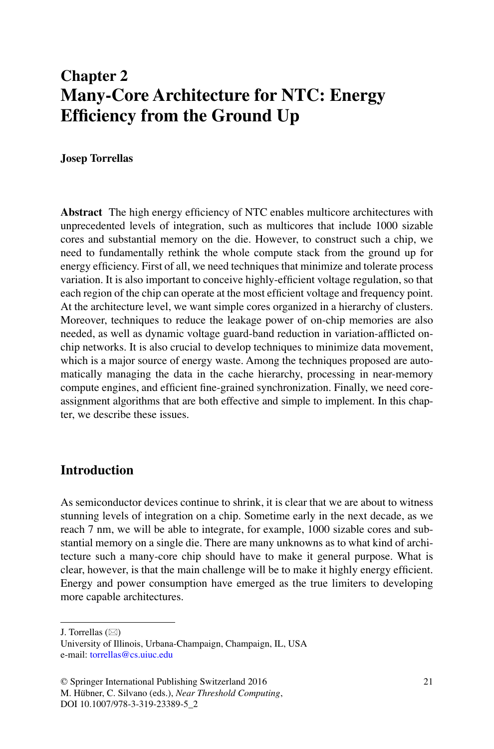# Chapter 2
# Many-Core Architecture for NTC: Energy Efficiency from the Ground Up

**Josep Torrellas**

**Abstract** The high energy efficiency of NTC enables multicore architectures with unprecedented levels of integration, such as multicores that include 1000 sizable cores and substantial memory on the die. However, to construct such a chip, we need to fundamentally rethink the whole compute stack from the ground up for energy efficiency. First of all, we need techniques that minimize and tolerate process variation. It is also important to conceive highly-efficient voltage regulation, so that each region of the chip can operate at the most efficient voltage and frequency point. At the architecture level, we want simple cores organized in a hierarchy of clusters. Moreover, techniques to reduce the leakage power of on-chip memories are also needed, as well as dynamic voltage guard-band reduction in variation-afflicted on-chip networks. It is also crucial to develop techniques to minimize data movement, which is a major source of energy waste. Among the techniques proposed are automatically managing the data in the cache hierarchy, processing in near-memory compute engines, and efficient fine-grained synchronization. Finally, we need core-assignment algorithms that are both effective and simple to implement. In this chapter, we describe these issues.

## Introduction

As semiconductor devices continue to shrink, it is clear that we are about to witness stunning levels of integration on a chip. Sometime early in the next decade, as we reach 7 nm, we will be able to integrate, for example, 1000 sizable cores and substantial memory on a single die. There are many unknowns as to what kind of architecture such a many-core chip should have to make it general purpose. What is clear, however, is that the main challenge will be to make it highly energy efficient. Energy and power consumption have emerged as the true limiters to developing more capable architectures.

---

J. Torrellas (✉)
University of Illinois, Urbana-Champaign, Champaign, IL, USA
e-mail: torrellas@cs.uiuc.edu

© Springer International Publishing Switzerland 2016
M. Hübner, C. Silvano (eds.), *Near Threshold Computing*,
DOI 10.1007/978-3-319-23389-5_2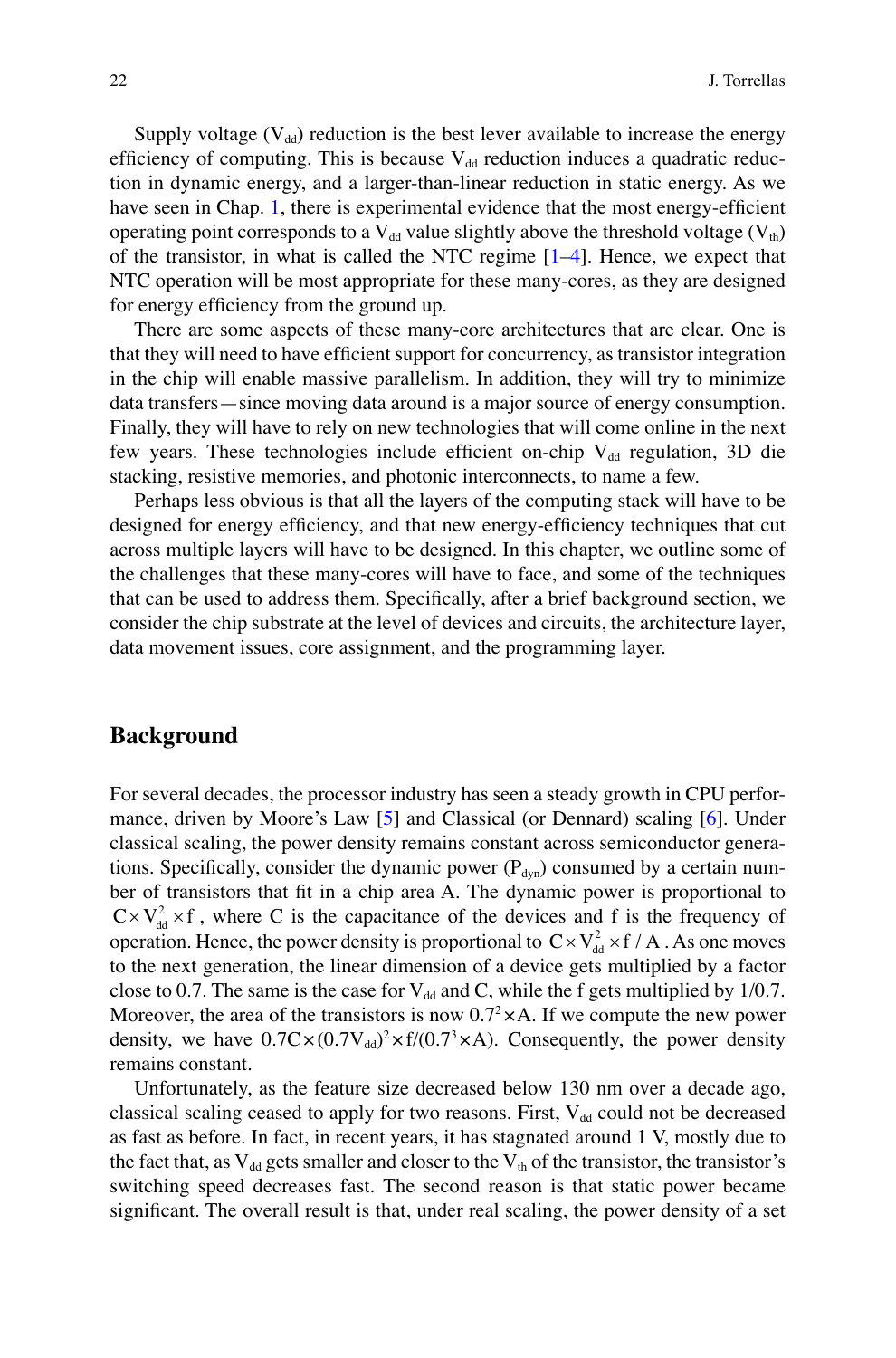Supply voltage ($V_{dd}$) reduction is the best lever available to increase the energy efficiency of computing. This is because $V_{dd}$ reduction induces a quadratic reduction in dynamic energy, and a larger-than-linear reduction in static energy. As we have seen in Chap. 1, there is experimental evidence that the most energy-efficient operating point corresponds to a $V_{dd}$ value slightly above the threshold voltage ($V_{th}$) of the transistor, in what is called the NTC regime [1–4]. Hence, we expect that NTC operation will be most appropriate for these many-cores, as they are designed for energy efficiency from the ground up.

There are some aspects of these many-core architectures that are clear. One is that they will need to have efficient support for concurrency, as transistor integration in the chip will enable massive parallelism. In addition, they will try to minimize data transfers—since moving data around is a major source of energy consumption. Finally, they will have to rely on new technologies that will come online in the next few years. These technologies include efficient on-chip $V_{dd}$ regulation, 3D die stacking, resistive memories, and photonic interconnects, to name a few.

Perhaps less obvious is that all the layers of the computing stack will have to be designed for energy efficiency, and that new energy-efficiency techniques that cut across multiple layers will have to be designed. In this chapter, we outline some of the challenges that these many-cores will have to face, and some of the techniques that can be used to address them. Specifically, after a brief background section, we consider the chip substrate at the level of devices and circuits, the architecture layer, data movement issues, core assignment, and the programming layer.

## Background

For several decades, the processor industry has seen a steady growth in CPU performance, driven by Moore's Law [5] and Classical (or Dennard) scaling [6]. Under classical scaling, the power density remains constant across semiconductor generations. Specifically, consider the dynamic power ($P_{dyn}$) consumed by a certain number of transistors that fit in a chip area A. The dynamic power is proportional to $C \times V_{dd}^2 \times f$, where C is the capacitance of the devices and f is the frequency of operation. Hence, the power density is proportional to $C \times V_{dd}^2 \times f / A$. As one moves to the next generation, the linear dimension of a device gets multiplied by a factor close to 0.7. The same is the case for $V_{dd}$ and C, while the f gets multiplied by 1/0.7. Moreover, the area of the transistors is now $0.7^2 \times A$. If we compute the new power density, we have $0.7C \times (0.7V_{dd})^2 \times f/(0.7^3 \times A)$. Consequently, the power density remains constant.

Unfortunately, as the feature size decreased below 130 nm over a decade ago, classical scaling ceased to apply for two reasons. First, $V_{dd}$ could not be decreased as fast as before. In fact, in recent years, it has stagnated around 1 V, mostly due to the fact that, as $V_{dd}$ gets smaller and closer to the $V_{th}$ of the transistor, the transistor's switching speed decreases fast. The second reason is that static power became significant. The overall result is that, under real scaling, the power density of a set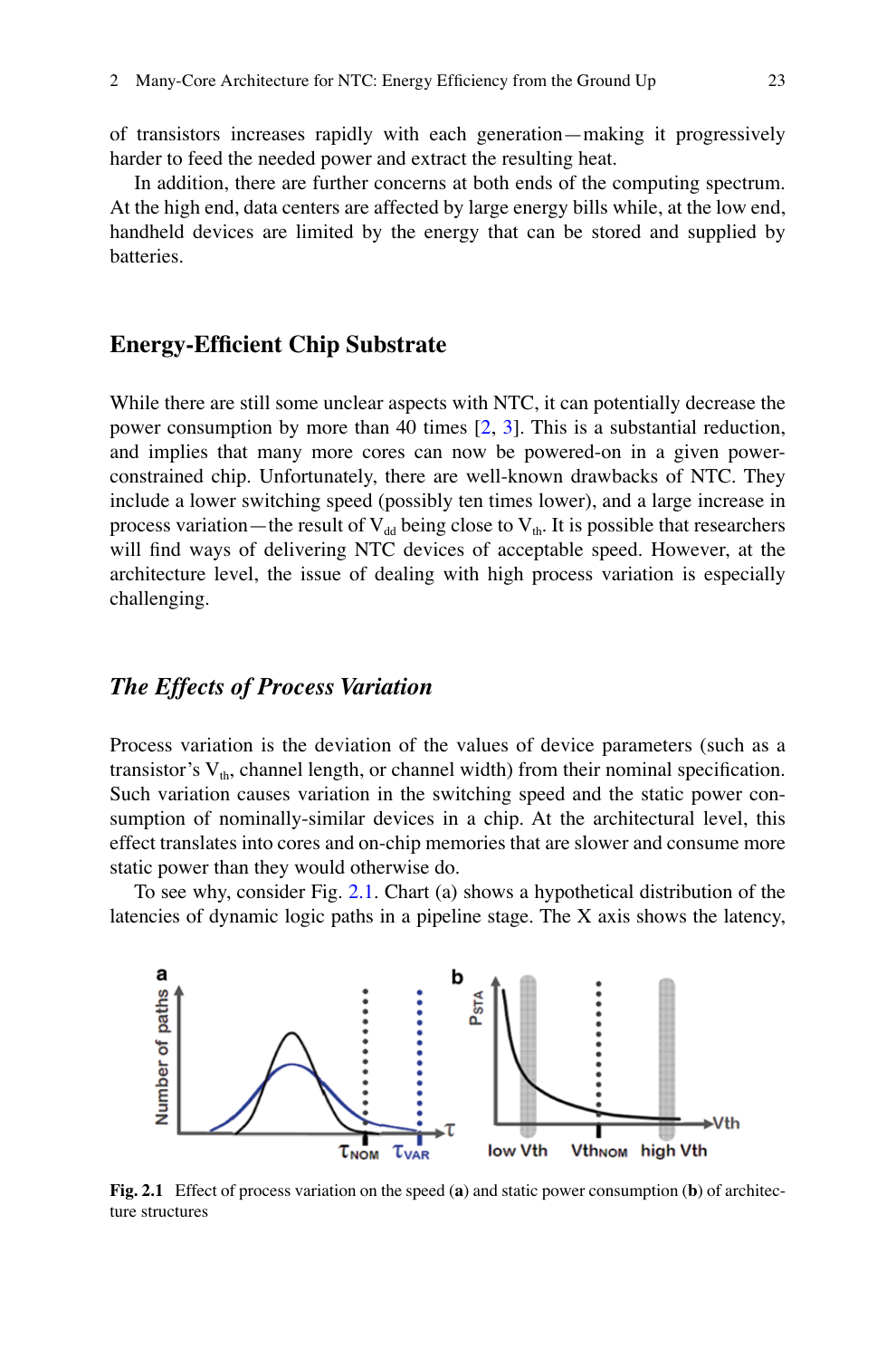of transistors increases rapidly with each generation—making it progressively harder to feed the needed power and extract the resulting heat.

In addition, there are further concerns at both ends of the computing spectrum. At the high end, data centers are affected by large energy bills while, at the low end, handheld devices are limited by the energy that can be stored and supplied by batteries.

## Energy-Efficient Chip Substrate

While there are still some unclear aspects with NTC, it can potentially decrease the power consumption by more than 40 times [2, 3]. This is a substantial reduction, and implies that many more cores can now be powered-on in a given power-constrained chip. Unfortunately, there are well-known drawbacks of NTC. They include a lower switching speed (possibly ten times lower), and a large increase in process variation—the result of $V_{dd}$ being close to $V_{th}$. It is possible that researchers will find ways of delivering NTC devices of acceptable speed. However, at the architecture level, the issue of dealing with high process variation is especially challenging.

### *The Effects of Process Variation*

Process variation is the deviation of the values of device parameters (such as a transistor's $V_{th}$, channel length, or channel width) from their nominal specification. Such variation causes variation in the switching speed and the static power consumption of nominally-similar devices in a chip. At the architectural level, this effect translates into cores and on-chip memories that are slower and consume more static power than they would otherwise do.

To see why, consider Fig. 2.1. Chart (a) shows a hypothetical distribution of the latencies of dynamic logic paths in a pipeline stage. The X axis shows the latency,

**Fig. 2.1** Effect of process variation on the speed (**a**) and static power consumption (**b**) of architecture structures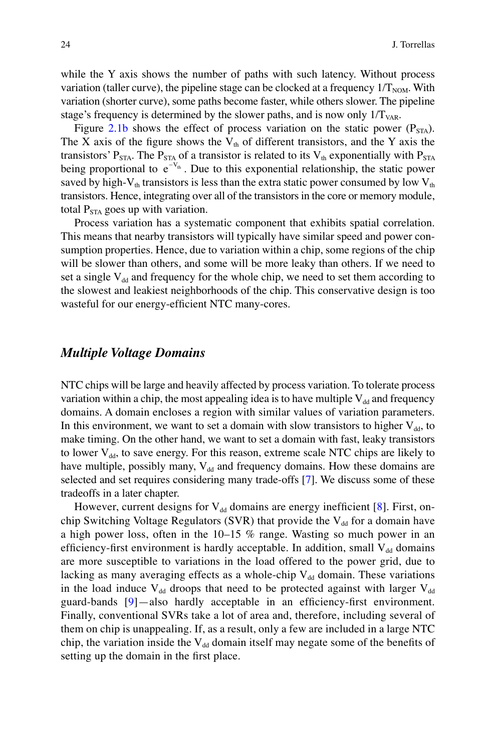while the Y axis shows the number of paths with such latency. Without process variation (taller curve), the pipeline stage can be clocked at a frequency $1/T_{NOM}$. With variation (shorter curve), some paths become faster, while others slower. The pipeline stage's frequency is determined by the slower paths, and is now only $1/T_{VAR}$.

Figure 2.1b shows the effect of process variation on the static power ($P_{STA}$). The X axis of the figure shows the $V_{th}$ of different transistors, and the Y axis the transistors' $P_{STA}$. The $P_{STA}$ of a transistor is related to its $V_{th}$ exponentially with $P_{STA}$ being proportional to $e^{-V_{th}}$. Due to this exponential relationship, the static power saved by high-$V_{th}$ transistors is less than the extra static power consumed by low $V_{th}$ transistors. Hence, integrating over all of the transistors in the core or memory module, total $P_{STA}$ goes up with variation.

Process variation has a systematic component that exhibits spatial correlation. This means that nearby transistors will typically have similar speed and power consumption properties. Hence, due to variation within a chip, some regions of the chip will be slower than others, and some will be more leaky than others. If we need to set a single $V_{dd}$ and frequency for the whole chip, we need to set them according to the slowest and leakiest neighborhoods of the chip. This conservative design is too wasteful for our energy-efficient NTC many-cores.

### *Multiple Voltage Domains*

NTC chips will be large and heavily affected by process variation. To tolerate process variation within a chip, the most appealing idea is to have multiple $V_{dd}$ and frequency domains. A domain encloses a region with similar values of variation parameters. In this environment, we want to set a domain with slow transistors to higher $V_{dd}$, to make timing. On the other hand, we want to set a domain with fast, leaky transistors to lower $V_{dd}$, to save energy. For this reason, extreme scale NTC chips are likely to have multiple, possibly many, $V_{dd}$ and frequency domains. How these domains are selected and set requires considering many trade-offs [7]. We discuss some of these tradeoffs in a later chapter.

However, current designs for $V_{dd}$ domains are energy inefficient [8]. First, on-chip Switching Voltage Regulators (SVR) that provide the $V_{dd}$ for a domain have a high power loss, often in the 10–15 % range. Wasting so much power in an efficiency-first environment is hardly acceptable. In addition, small $V_{dd}$ domains are more susceptible to variations in the load offered to the power grid, due to lacking as many averaging effects as a whole-chip $V_{dd}$ domain. These variations in the load induce $V_{dd}$ droops that need to be protected against with larger $V_{dd}$ guard-bands [9]—also hardly acceptable in an efficiency-first environment. Finally, conventional SVRs take a lot of area and, therefore, including several of them on chip is unappealing. If, as a result, only a few are included in a large NTC chip, the variation inside the $V_{dd}$ domain itself may negate some of the benefits of setting up the domain in the first place.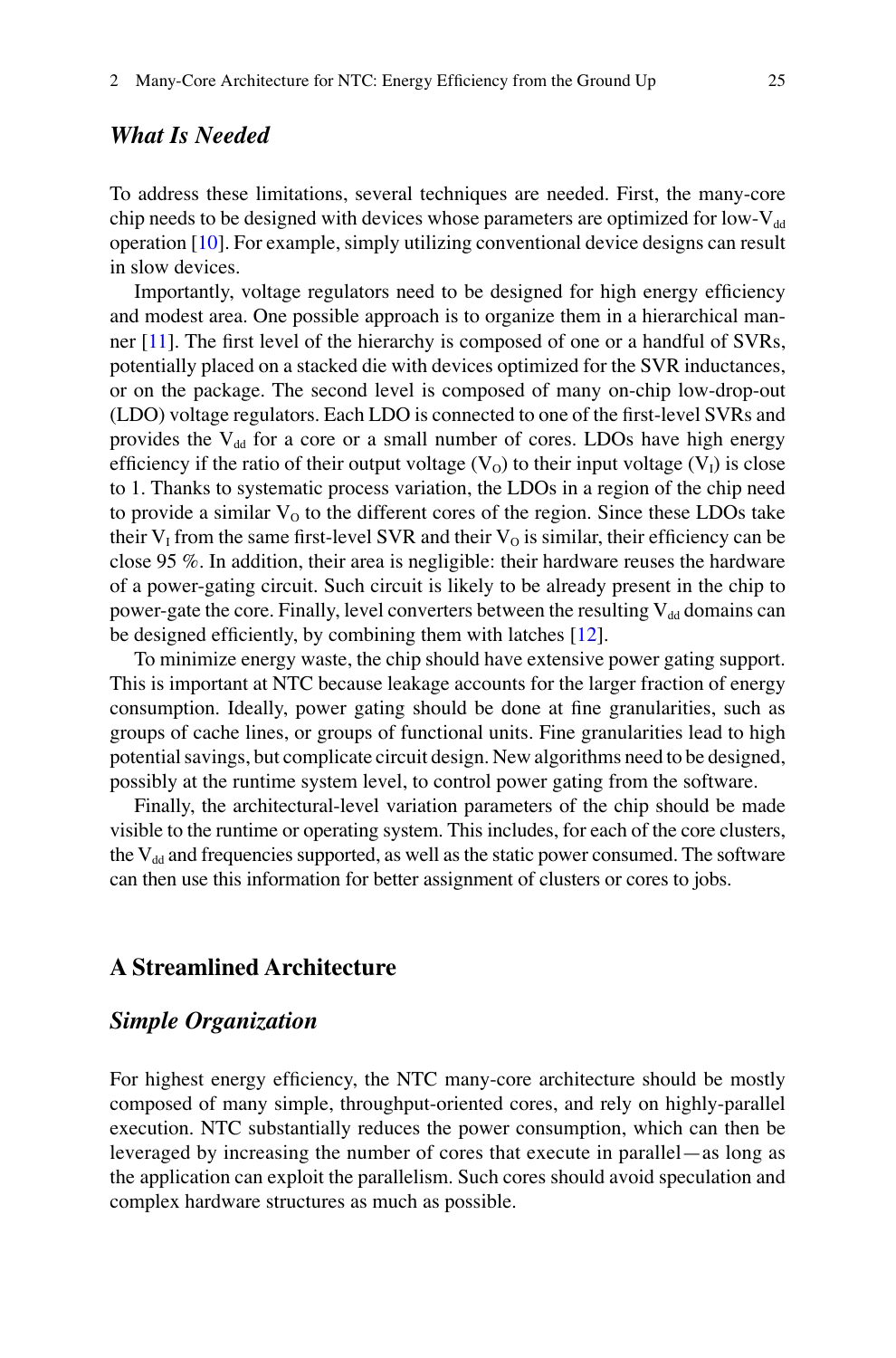### *What Is Needed*

To address these limitations, several techniques are needed. First, the many-core chip needs to be designed with devices whose parameters are optimized for low-$V_{dd}$ operation [10]. For example, simply utilizing conventional device designs can result in slow devices.

Importantly, voltage regulators need to be designed for high energy efficiency and modest area. One possible approach is to organize them in a hierarchical manner [11]. The first level of the hierarchy is composed of one or a handful of SVRs, potentially placed on a stacked die with devices optimized for the SVR inductances, or on the package. The second level is composed of many on-chip low-drop-out (LDO) voltage regulators. Each LDO is connected to one of the first-level SVRs and provides the $V_{dd}$ for a core or a small number of cores. LDOs have high energy efficiency if the ratio of their output voltage ($V_O$) to their input voltage ($V_I$) is close to 1. Thanks to systematic process variation, the LDOs in a region of the chip need to provide a similar $V_O$ to the different cores of the region. Since these LDOs take their $V_I$ from the same first-level SVR and their $V_O$ is similar, their efficiency can be close 95 %. In addition, their area is negligible: their hardware reuses the hardware of a power-gating circuit. Such circuit is likely to be already present in the chip to power-gate the core. Finally, level converters between the resulting $V_{dd}$ domains can be designed efficiently, by combining them with latches [12].

To minimize energy waste, the chip should have extensive power gating support. This is important at NTC because leakage accounts for the larger fraction of energy consumption. Ideally, power gating should be done at fine granularities, such as groups of cache lines, or groups of functional units. Fine granularities lead to high potential savings, but complicate circuit design. New algorithms need to be designed, possibly at the runtime system level, to control power gating from the software.

Finally, the architectural-level variation parameters of the chip should be made visible to the runtime or operating system. This includes, for each of the core clusters, the $V_{dd}$ and frequencies supported, as well as the static power consumed. The software can then use this information for better assignment of clusters or cores to jobs.

## A Streamlined Architecture

### *Simple Organization*

For highest energy efficiency, the NTC many-core architecture should be mostly composed of many simple, throughput-oriented cores, and rely on highly-parallel execution. NTC substantially reduces the power consumption, which can then be leveraged by increasing the number of cores that execute in parallel—as long as the application can exploit the parallelism. Such cores should avoid speculation and complex hardware structures as much as possible.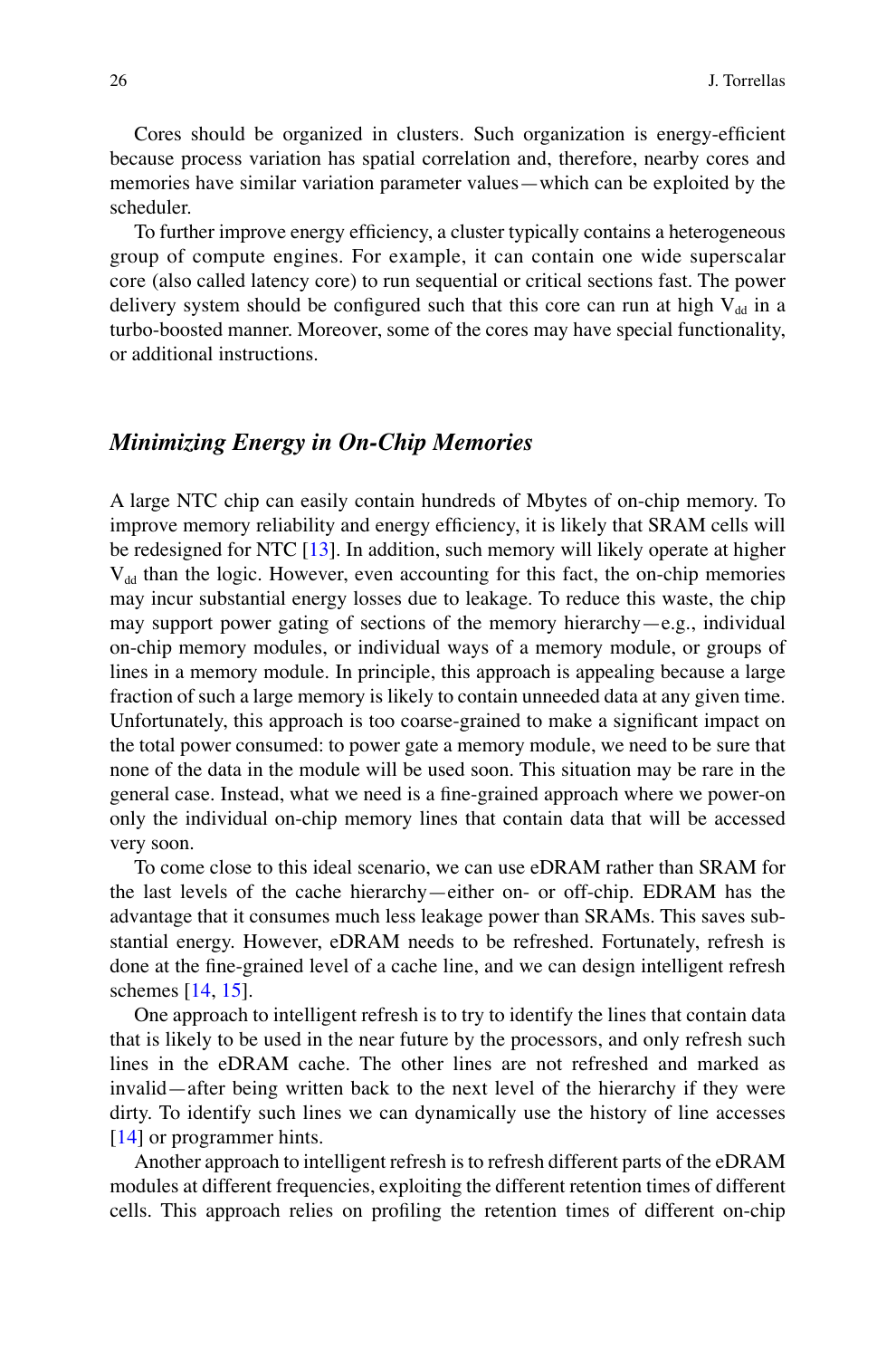Cores should be organized in clusters. Such organization is energy-efficient because process variation has spatial correlation and, therefore, nearby cores and memories have similar variation parameter values—which can be exploited by the scheduler.

To further improve energy efficiency, a cluster typically contains a heterogeneous group of compute engines. For example, it can contain one wide superscalar core (also called latency core) to run sequential or critical sections fast. The power delivery system should be configured such that this core can run at high $V_{dd}$ in a turbo-boosted manner. Moreover, some of the cores may have special functionality, or additional instructions.

### *Minimizing Energy in On-Chip Memories*

A large NTC chip can easily contain hundreds of Mbytes of on-chip memory. To improve memory reliability and energy efficiency, it is likely that SRAM cells will be redesigned for NTC [13]. In addition, such memory will likely operate at higher $V_{dd}$ than the logic. However, even accounting for this fact, the on-chip memories may incur substantial energy losses due to leakage. To reduce this waste, the chip may support power gating of sections of the memory hierarchy—e.g., individual on-chip memory modules, or individual ways of a memory module, or groups of lines in a memory module. In principle, this approach is appealing because a large fraction of such a large memory is likely to contain unneeded data at any given time. Unfortunately, this approach is too coarse-grained to make a significant impact on the total power consumed: to power gate a memory module, we need to be sure that none of the data in the module will be used soon. This situation may be rare in the general case. Instead, what we need is a fine-grained approach where we power-on only the individual on-chip memory lines that contain data that will be accessed very soon.

To come close to this ideal scenario, we can use eDRAM rather than SRAM for the last levels of the cache hierarchy—either on- or off-chip. EDRAM has the advantage that it consumes much less leakage power than SRAMs. This saves substantial energy. However, eDRAM needs to be refreshed. Fortunately, refresh is done at the fine-grained level of a cache line, and we can design intelligent refresh schemes [14, 15].

One approach to intelligent refresh is to try to identify the lines that contain data that is likely to be used in the near future by the processors, and only refresh such lines in the eDRAM cache. The other lines are not refreshed and marked as invalid—after being written back to the next level of the hierarchy if they were dirty. To identify such lines we can dynamically use the history of line accesses [14] or programmer hints.

Another approach to intelligent refresh is to refresh different parts of the eDRAM modules at different frequencies, exploiting the different retention times of different cells. This approach relies on profiling the retention times of different on-chip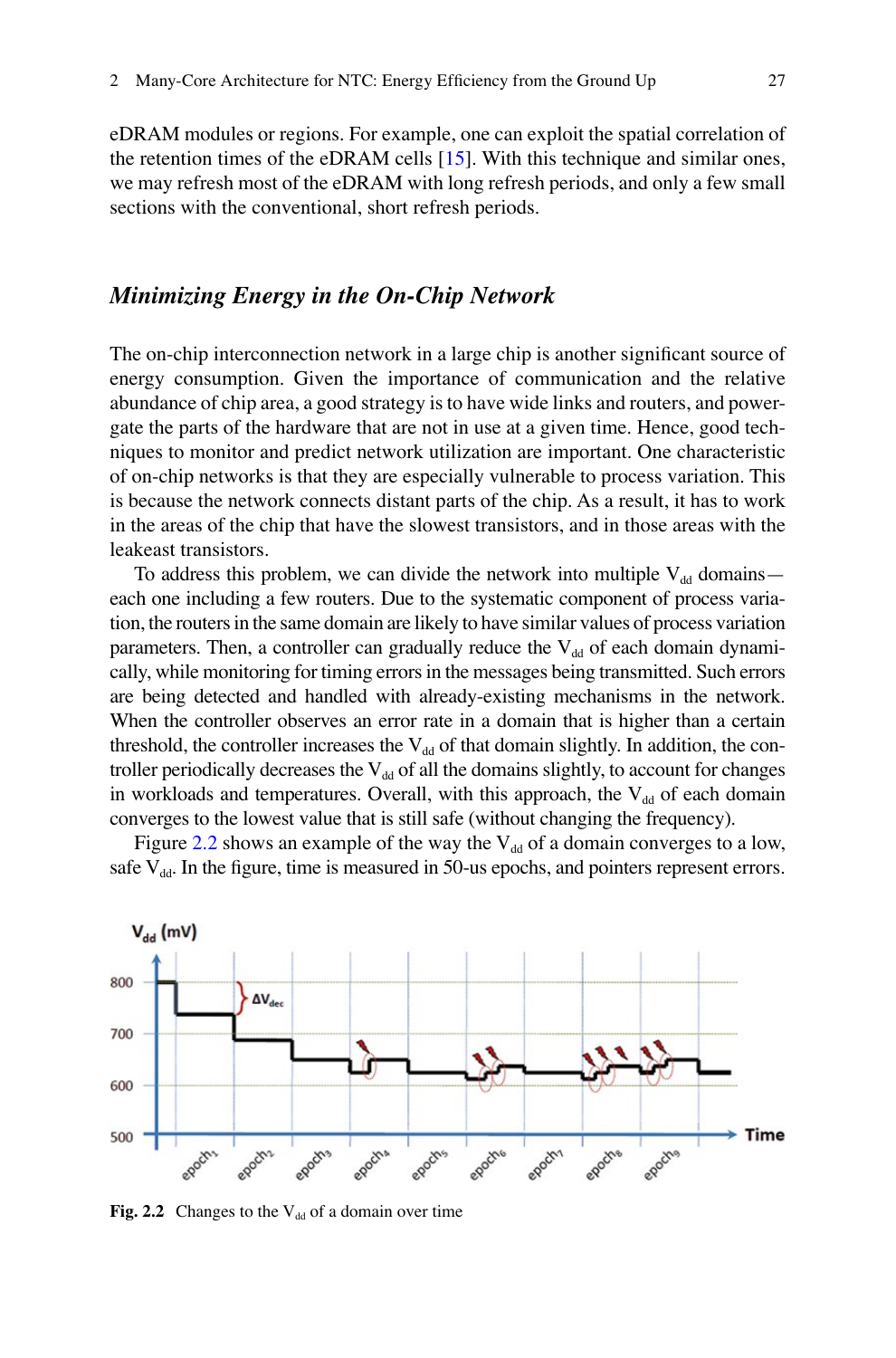eDRAM modules or regions. For example, one can exploit the spatial correlation of the retention times of the eDRAM cells [15]. With this technique and similar ones, we may refresh most of the eDRAM with long refresh periods, and only a few small sections with the conventional, short refresh periods.

### *Minimizing Energy in the On-Chip Network*

The on-chip interconnection network in a large chip is another significant source of energy consumption. Given the importance of communication and the relative abundance of chip area, a good strategy is to have wide links and routers, and power-gate the parts of the hardware that are not in use at a given time. Hence, good techniques to monitor and predict network utilization are important. One characteristic of on-chip networks is that they are especially vulnerable to process variation. This is because the network connects distant parts of the chip. As a result, it has to work in the areas of the chip that have the slowest transistors, and in those areas with the leakeast transistors.

To address this problem, we can divide the network into multiple $V_{dd}$ domains—each one including a few routers. Due to the systematic component of process variation, the routers in the same domain are likely to have similar values of process variation parameters. Then, a controller can gradually reduce the $V_{dd}$ of each domain dynamically, while monitoring for timing errors in the messages being transmitted. Such errors are being detected and handled with already-existing mechanisms in the network. When the controller observes an error rate in a domain that is higher than a certain threshold, the controller increases the $V_{dd}$ of that domain slightly. In addition, the controller periodically decreases the $V_{dd}$ of all the domains slightly, to account for changes in workloads and temperatures. Overall, with this approach, the $V_{dd}$ of each domain converges to the lowest value that is still safe (without changing the frequency).

Figure 2.2 shows an example of the way the $V_{dd}$ of a domain converges to a low, safe $V_{dd}$. In the figure, time is measured in 50-us epochs, and pointers represent errors.

**Fig. 2.2** Changes to the $V_{dd}$ of a domain over time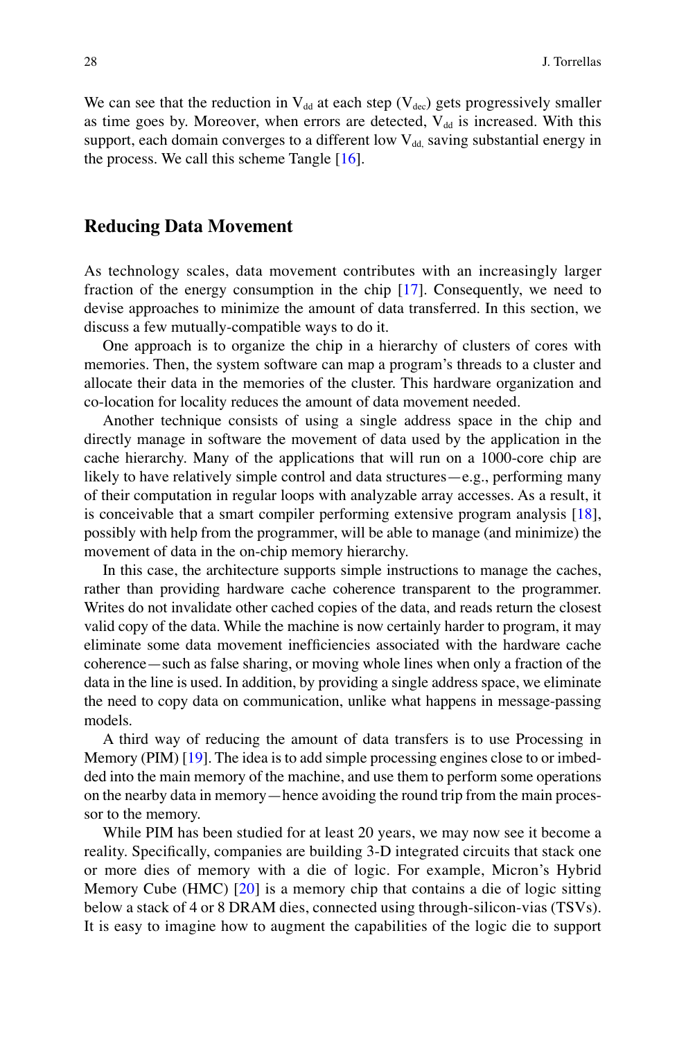We can see that the reduction in $V_{dd}$ at each step ($V_{dec}$) gets progressively smaller as time goes by. Moreover, when errors are detected, $V_{dd}$ is increased. With this support, each domain converges to a different low $V_{dd,}$ saving substantial energy in the process. We call this scheme Tangle [16].

## Reducing Data Movement

As technology scales, data movement contributes with an increasingly larger fraction of the energy consumption in the chip [17]. Consequently, we need to devise approaches to minimize the amount of data transferred. In this section, we discuss a few mutually-compatible ways to do it.

One approach is to organize the chip in a hierarchy of clusters of cores with memories. Then, the system software can map a program's threads to a cluster and allocate their data in the memories of the cluster. This hardware organization and co-location for locality reduces the amount of data movement needed.

Another technique consists of using a single address space in the chip and directly manage in software the movement of data used by the application in the cache hierarchy. Many of the applications that will run on a 1000-core chip are likely to have relatively simple control and data structures—e.g., performing many of their computation in regular loops with analyzable array accesses. As a result, it is conceivable that a smart compiler performing extensive program analysis [18], possibly with help from the programmer, will be able to manage (and minimize) the movement of data in the on-chip memory hierarchy.

In this case, the architecture supports simple instructions to manage the caches, rather than providing hardware cache coherence transparent to the programmer. Writes do not invalidate other cached copies of the data, and reads return the closest valid copy of the data. While the machine is now certainly harder to program, it may eliminate some data movement inefficiencies associated with the hardware cache coherence—such as false sharing, or moving whole lines when only a fraction of the data in the line is used. In addition, by providing a single address space, we eliminate the need to copy data on communication, unlike what happens in message-passing models.

A third way of reducing the amount of data transfers is to use Processing in Memory (PIM) [19]. The idea is to add simple processing engines close to or imbedded into the main memory of the machine, and use them to perform some operations on the nearby data in memory—hence avoiding the round trip from the main processor to the memory.

While PIM has been studied for at least 20 years, we may now see it become a reality. Specifically, companies are building 3-D integrated circuits that stack one or more dies of memory with a die of logic. For example, Micron's Hybrid Memory Cube (HMC) [20] is a memory chip that contains a die of logic sitting below a stack of 4 or 8 DRAM dies, connected using through-silicon-vias (TSVs). It is easy to imagine how to augment the capabilities of the logic die to support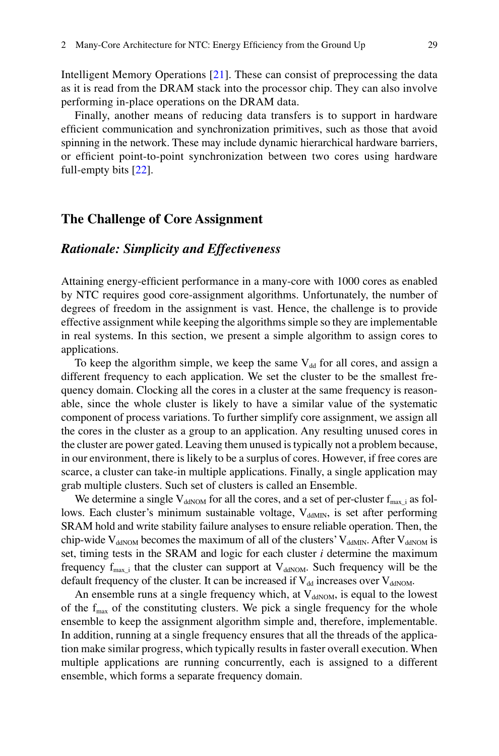Intelligent Memory Operations [21]. These can consist of preprocessing the data as it is read from the DRAM stack into the processor chip. They can also involve performing in-place operations on the DRAM data.

Finally, another means of reducing data transfers is to support in hardware efficient communication and synchronization primitives, such as those that avoid spinning in the network. These may include dynamic hierarchical hardware barriers, or efficient point-to-point synchronization between two cores using hardware full-empty bits [22].

## The Challenge of Core Assignment

### *Rationale: Simplicity and Effectiveness*

Attaining energy-efficient performance in a many-core with 1000 cores as enabled by NTC requires good core-assignment algorithms. Unfortunately, the number of degrees of freedom in the assignment is vast. Hence, the challenge is to provide effective assignment while keeping the algorithms simple so they are implementable in real systems. In this section, we present a simple algorithm to assign cores to applications.

To keep the algorithm simple, we keep the same $V_{dd}$ for all cores, and assign a different frequency to each application. We set the cluster to be the smallest frequency domain. Clocking all the cores in a cluster at the same frequency is reasonable, since the whole cluster is likely to have a similar value of the systematic component of process variations. To further simplify core assignment, we assign all the cores in the cluster as a group to an application. Any resulting unused cores in the cluster are power gated. Leaving them unused is typically not a problem because, in our environment, there is likely to be a surplus of cores. However, if free cores are scarce, a cluster can take-in multiple applications. Finally, a single application may grab multiple clusters. Such set of clusters is called an Ensemble.

We determine a single $V_{ddNOM}$ for all the cores, and a set of per-cluster $f_{max\_i}$ as follows. Each cluster's minimum sustainable voltage, $V_{ddMIN}$, is set after performing SRAM hold and write stability failure analyses to ensure reliable operation. Then, the chip-wide $V_{ddNOM}$ becomes the maximum of all of the clusters' $V_{ddMIN}$. After $V_{ddNOM}$ is set, timing tests in the SRAM and logic for each cluster *i* determine the maximum frequency $f_{max\_i}$ that the cluster can support at $V_{ddNOM}$. Such frequency will be the default frequency of the cluster. It can be increased if $V_{dd}$ increases over $V_{ddNOM}$.

An ensemble runs at a single frequency which, at $V_{ddNOM}$, is equal to the lowest of the $f_{max}$ of the constituting clusters. We pick a single frequency for the whole ensemble to keep the assignment algorithm simple and, therefore, implementable. In addition, running at a single frequency ensures that all the threads of the application make similar progress, which typically results in faster overall execution. When multiple applications are running concurrently, each is assigned to a different ensemble, which forms a separate frequency domain.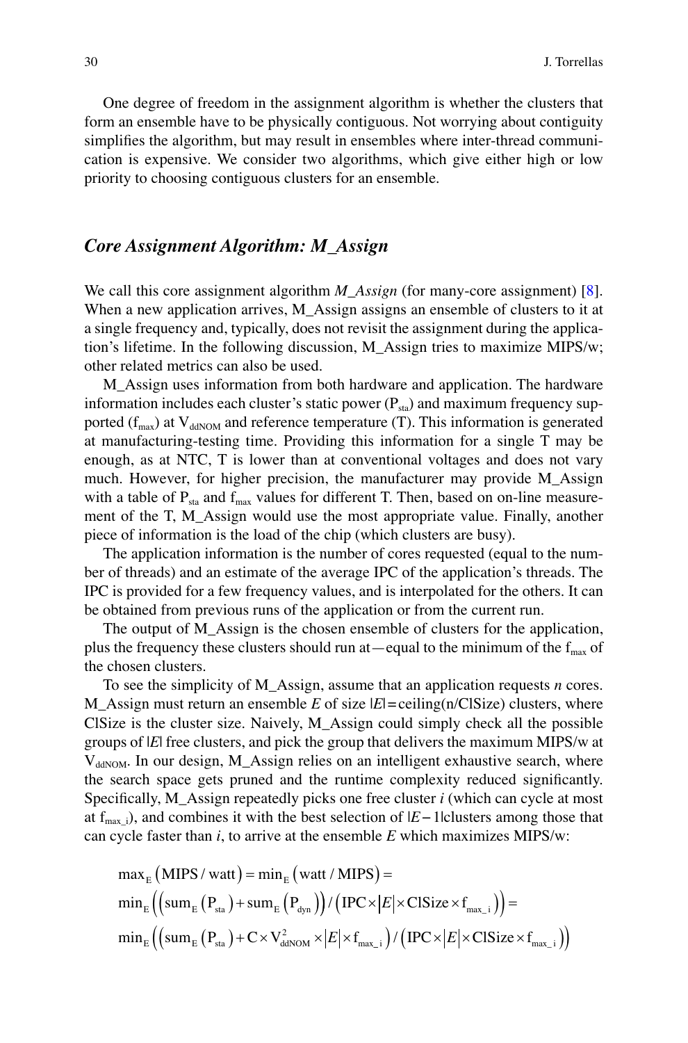One degree of freedom in the assignment algorithm is whether the clusters that form an ensemble have to be physically contiguous. Not worrying about contiguity simplifies the algorithm, but may result in ensembles where inter-thread communication is expensive. We consider two algorithms, which give either high or low priority to choosing contiguous clusters for an ensemble.

### *Core Assignment Algorithm: M_Assign*

We call this core assignment algorithm *M_Assign* (for many-core assignment) [8]. When a new application arrives, M_Assign assigns an ensemble of clusters to it at a single frequency and, typically, does not revisit the assignment during the application's lifetime. In the following discussion, M_Assign tries to maximize MIPS/w; other related metrics can also be used.

M_Assign uses information from both hardware and application. The hardware information includes each cluster's static power ($P_{sta}$) and maximum frequency supported ($f_{max}$) at $V_{ddNOM}$ and reference temperature (T). This information is generated at manufacturing-testing time. Providing this information for a single T may be enough, as at NTC, T is lower than at conventional voltages and does not vary much. However, for higher precision, the manufacturer may provide M_Assign with a table of $P_{sta}$ and $f_{max}$ values for different T. Then, based on on-line measurement of the T, M_Assign would use the most appropriate value. Finally, another piece of information is the load of the chip (which clusters are busy).

The application information is the number of cores requested (equal to the number of threads) and an estimate of the average IPC of the application's threads. The IPC is provided for a few frequency values, and is interpolated for the others. It can be obtained from previous runs of the application or from the current run.

The output of M_Assign is the chosen ensemble of clusters for the application, plus the frequency these clusters should run at—equal to the minimum of the $f_{max}$ of the chosen clusters.

To see the simplicity of M_Assign, assume that an application requests *n* cores. M_Assign must return an ensemble *E* of size $|E|=\text{ceiling}(n/\text{ClSize})$ clusters, where ClSize is the cluster size. Naively, M_Assign could simply check all the possible groups of $|E|$ free clusters, and pick the group that delivers the maximum MIPS/w at $V_{ddNOM}$. In our design, M_Assign relies on an intelligent exhaustive search, where the search space gets pruned and the runtime complexity reduced significantly. Specifically, M_Assign repeatedly picks one free cluster *i* (which can cycle at most at $f_{max\_i}$), and combines it with the best selection of $|E-1|$clusters among those that can cycle faster than *i*, to arrive at the ensemble *E* which maximizes MIPS/w:

$$
\begin{aligned}
&\max_E(\text{MIPS}/\text{watt}) = \min_E(\text{watt}/\text{MIPS}) = \\
&\min_E\left(\left(\text{sum}_E(P_{sta}) + \text{sum}_E(P_{dyn})\right) / \left(\text{IPC} \times |E| \times \text{ClSize} \times f_{max\_i}\right)\right) = \\
&\min_E\left(\left(\text{sum}_E(P_{sta}) + C \times V_{ddNOM}^2 \times |E| \times f_{max\_i}\right) / \left(\text{IPC} \times |E| \times \text{ClSize} \times f_{max\_i}\right)\right)
\end{aligned}
$$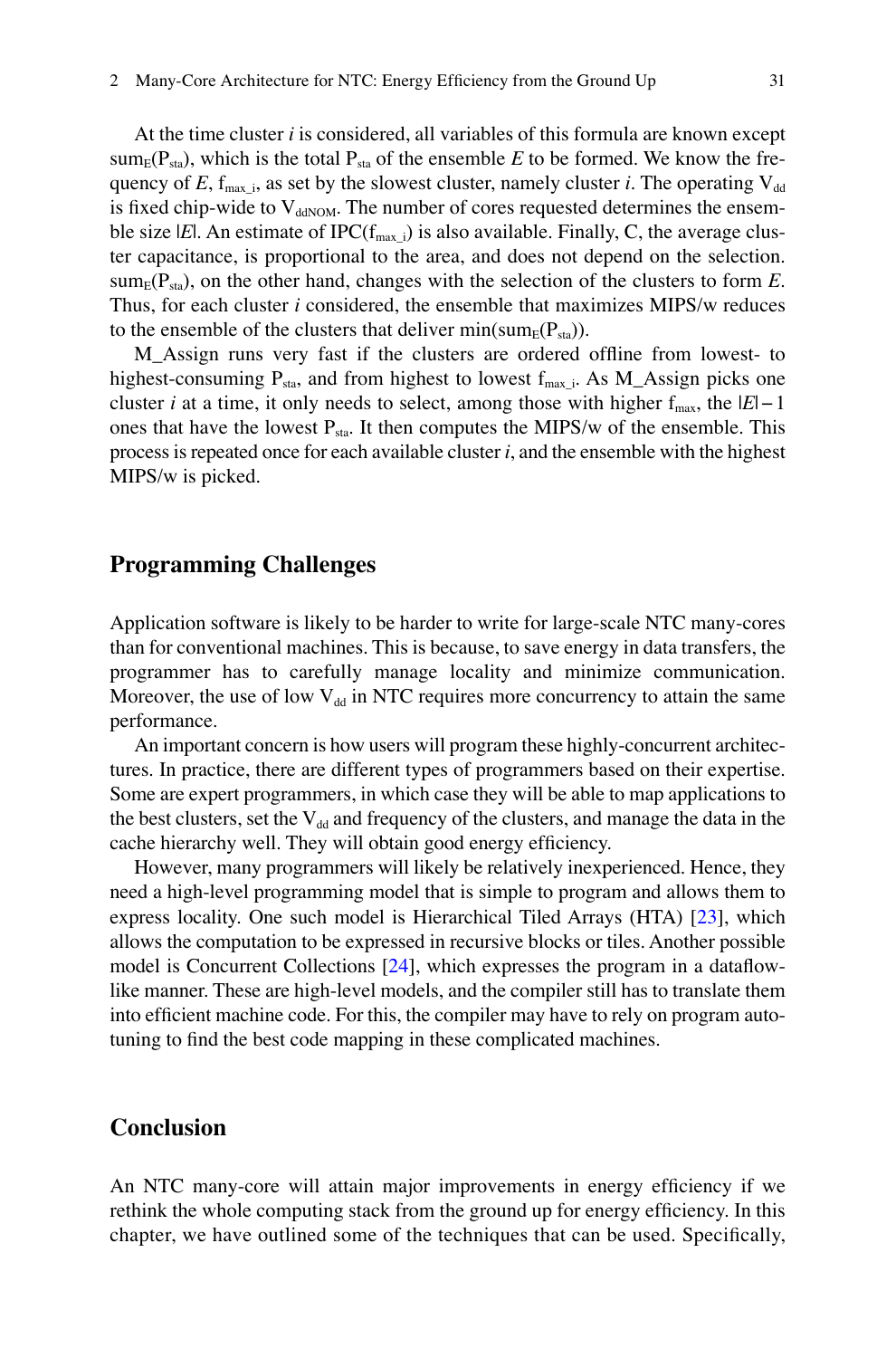At the time cluster $i$ is considered, all variables of this formula are known except $sum_E(P_{sta})$, which is the total $P_{sta}$ of the ensemble $E$ to be formed. We know the frequency of $E$, $f_{max\_i}$, as set by the slowest cluster, namely cluster $i$. The operating $V_{dd}$ is fixed chip-wide to $V_{ddNOM}$. The number of cores requested determines the ensemble size $|E|$. An estimate of $IPC(f_{max\_i})$ is also available. Finally, C, the average cluster capacitance, is proportional to the area, and does not depend on the selection. $sum_E(P_{sta})$, on the other hand, changes with the selection of the clusters to form $E$. Thus, for each cluster $i$ considered, the ensemble that maximizes MIPS/w reduces to the ensemble of the clusters that deliver $\min(sum_E(P_{sta}))$.

M_Assign runs very fast if the clusters are ordered offline from lowest- to highest-consuming $P_{sta}$, and from highest to lowest $f_{max\_i}$. As M_Assign picks one cluster $i$ at a time, it only needs to select, among those with higher $f_{max}$, the $|E|-1$ ones that have the lowest $P_{sta}$. It then computes the MIPS/w of the ensemble. This process is repeated once for each available cluster $i$, and the ensemble with the highest MIPS/w is picked.

## Programming Challenges

Application software is likely to be harder to write for large-scale NTC many-cores than for conventional machines. This is because, to save energy in data transfers, the programmer has to carefully manage locality and minimize communication. Moreover, the use of low $V_{dd}$ in NTC requires more concurrency to attain the same performance.

An important concern is how users will program these highly-concurrent architectures. In practice, there are different types of programmers based on their expertise. Some are expert programmers, in which case they will be able to map applications to the best clusters, set the $V_{dd}$ and frequency of the clusters, and manage the data in the cache hierarchy well. They will obtain good energy efficiency.

However, many programmers will likely be relatively inexperienced. Hence, they need a high-level programming model that is simple to program and allows them to express locality. One such model is Hierarchical Tiled Arrays (HTA) [23], which allows the computation to be expressed in recursive blocks or tiles. Another possible model is Concurrent Collections [24], which expresses the program in a dataflow-like manner. These are high-level models, and the compiler still has to translate them into efficient machine code. For this, the compiler may have to rely on program autotuning to find the best code mapping in these complicated machines.

## Conclusion

An NTC many-core will attain major improvements in energy efficiency if we rethink the whole computing stack from the ground up for energy efficiency. In this chapter, we have outlined some of the techniques that can be used. Specifically,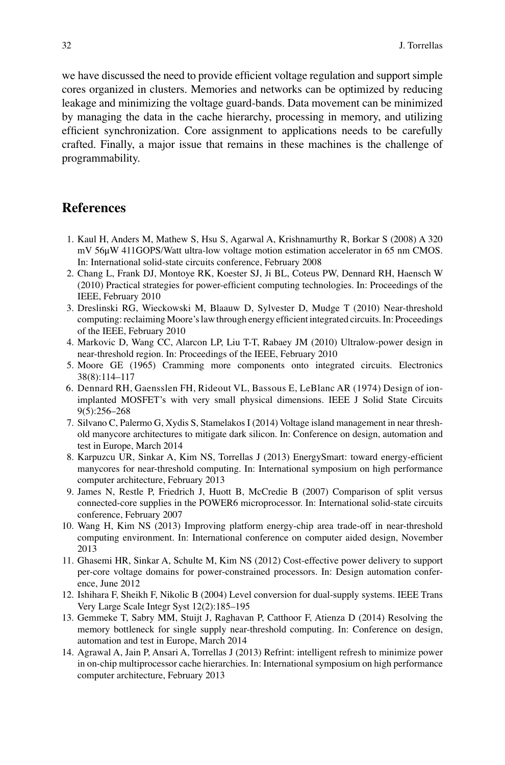we have discussed the need to provide efficient voltage regulation and support simple cores organized in clusters. Memories and networks can be optimized by reducing leakage and minimizing the voltage guard-bands. Data movement can be minimized by managing the data in the cache hierarchy, processing in memory, and utilizing efficient synchronization. Core assignment to applications needs to be carefully crafted. Finally, a major issue that remains in these machines is the challenge of programmability.

## References

1. Kaul H, Anders M, Mathew S, Hsu S, Agarwal A, Krishnamurthy R, Borkar S (2008) A 320 mV 56μW 411GOPS/Watt ultra-low voltage motion estimation accelerator in 65 nm CMOS. In: International solid-state circuits conference, February 2008
2. Chang L, Frank DJ, Montoye RK, Koester SJ, Ji BL, Coteus PW, Dennard RH, Haensch W (2010) Practical strategies for power-efficient computing technologies. In: Proceedings of the IEEE, February 2010
3. Dreslinski RG, Wieckowski M, Blaauw D, Sylvester D, Mudge T (2010) Near-threshold computing: reclaiming Moore's law through energy efficient integrated circuits. In: Proceedings of the IEEE, February 2010
4. Markovic D, Wang CC, Alarcon LP, Liu T-T, Rabaey JM (2010) Ultralow-power design in near-threshold region. In: Proceedings of the IEEE, February 2010
5. Moore GE (1965) Cramming more components onto integrated circuits. Electronics 38(8):114–117
6. Dennard RH, Gaensslen FH, Rideout VL, Bassous E, LeBlanc AR (1974) Design of ion-implanted MOSFET's with very small physical dimensions. IEEE J Solid State Circuits 9(5):256–268
7. Silvano C, Palermo G, Xydis S, Stamelakos I (2014) Voltage island management in near threshold manycore architectures to mitigate dark silicon. In: Conference on design, automation and test in Europe, March 2014
8. Karpuzcu UR, Sinkar A, Kim NS, Torrellas J (2013) EnergySmart: toward energy-efficient manycores for near-threshold computing. In: International symposium on high performance computer architecture, February 2013
9. James N, Restle P, Friedrich J, Huott B, McCredie B (2007) Comparison of split versus connected-core supplies in the POWER6 microprocessor. In: International solid-state circuits conference, February 2007
10. Wang H, Kim NS (2013) Improving platform energy-chip area trade-off in near-threshold computing environment. In: International conference on computer aided design, November 2013
11. Ghasemi HR, Sinkar A, Schulte M, Kim NS (2012) Cost-effective power delivery to support per-core voltage domains for power-constrained processors. In: Design automation conference, June 2012
12. Ishihara F, Sheikh F, Nikolic B (2004) Level conversion for dual-supply systems. IEEE Trans Very Large Scale Integr Syst 12(2):185–195
13. Gemmeke T, Sabry MM, Stuijt J, Raghavan P, Catthoor F, Atienza D (2014) Resolving the memory bottleneck for single supply near-threshold computing. In: Conference on design, automation and test in Europe, March 2014
14. Agrawal A, Jain P, Ansari A, Torrellas J (2013) Refrint: intelligent refresh to minimize power in on-chip multiprocessor cache hierarchies. In: International symposium on high performance computer architecture, February 2013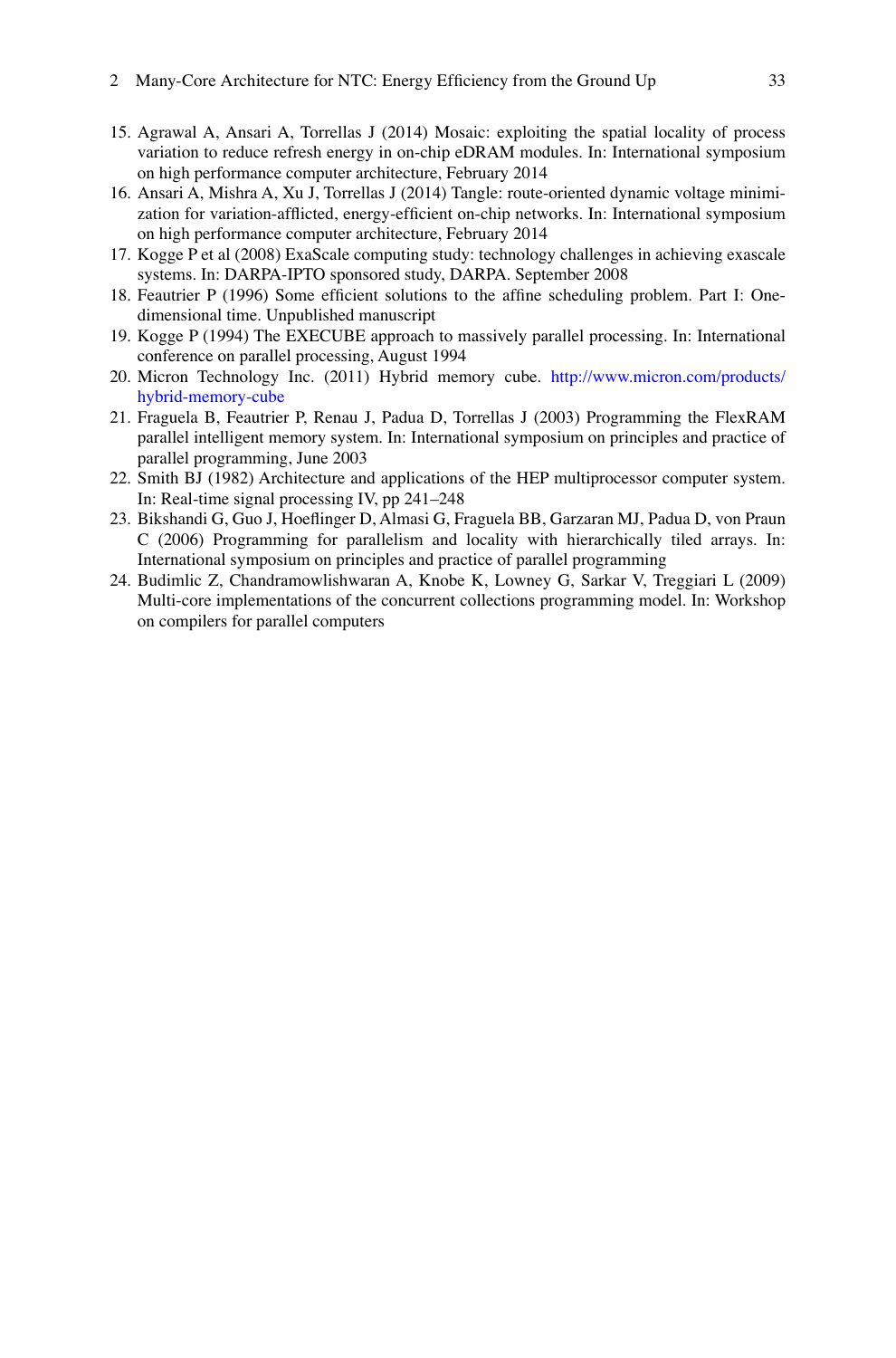15. Agrawal A, Ansari A, Torrellas J (2014) Mosaic: exploiting the spatial locality of process variation to reduce refresh energy in on-chip eDRAM modules. In: International symposium on high performance computer architecture, February 2014
16. Ansari A, Mishra A, Xu J, Torrellas J (2014) Tangle: route-oriented dynamic voltage minimization for variation-afflicted, energy-efficient on-chip networks. In: International symposium on high performance computer architecture, February 2014
17. Kogge P et al (2008) ExaScale computing study: technology challenges in achieving exascale systems. In: DARPA-IPTO sponsored study, DARPA. September 2008
18. Feautrier P (1996) Some efficient solutions to the affine scheduling problem. Part I: One-dimensional time. Unpublished manuscript
19. Kogge P (1994) The EXECUBE approach to massively parallel processing. In: International conference on parallel processing, August 1994
20. Micron Technology Inc. (2011) Hybrid memory cube. http://www.micron.com/products/hybrid-memory-cube
21. Fraguela B, Feautrier P, Renau J, Padua D, Torrellas J (2003) Programming the FlexRAM parallel intelligent memory system. In: International symposium on principles and practice of parallel programming, June 2003
22. Smith BJ (1982) Architecture and applications of the HEP multiprocessor computer system. In: Real-time signal processing IV, pp 241–248
23. Bikshandi G, Guo J, Hoeflinger D, Almasi G, Fraguela BB, Garzaran MJ, Padua D, von Praun C (2006) Programming for parallelism and locality with hierarchically tiled arrays. In: International symposium on principles and practice of parallel programming
24. Budimlic Z, Chandramowlishwaran A, Knobe K, Lowney G, Sarkar V, Treggiari L (2009) Multi-core implementations of the concurrent collections programming model. In: Workshop on compilers for parallel computers